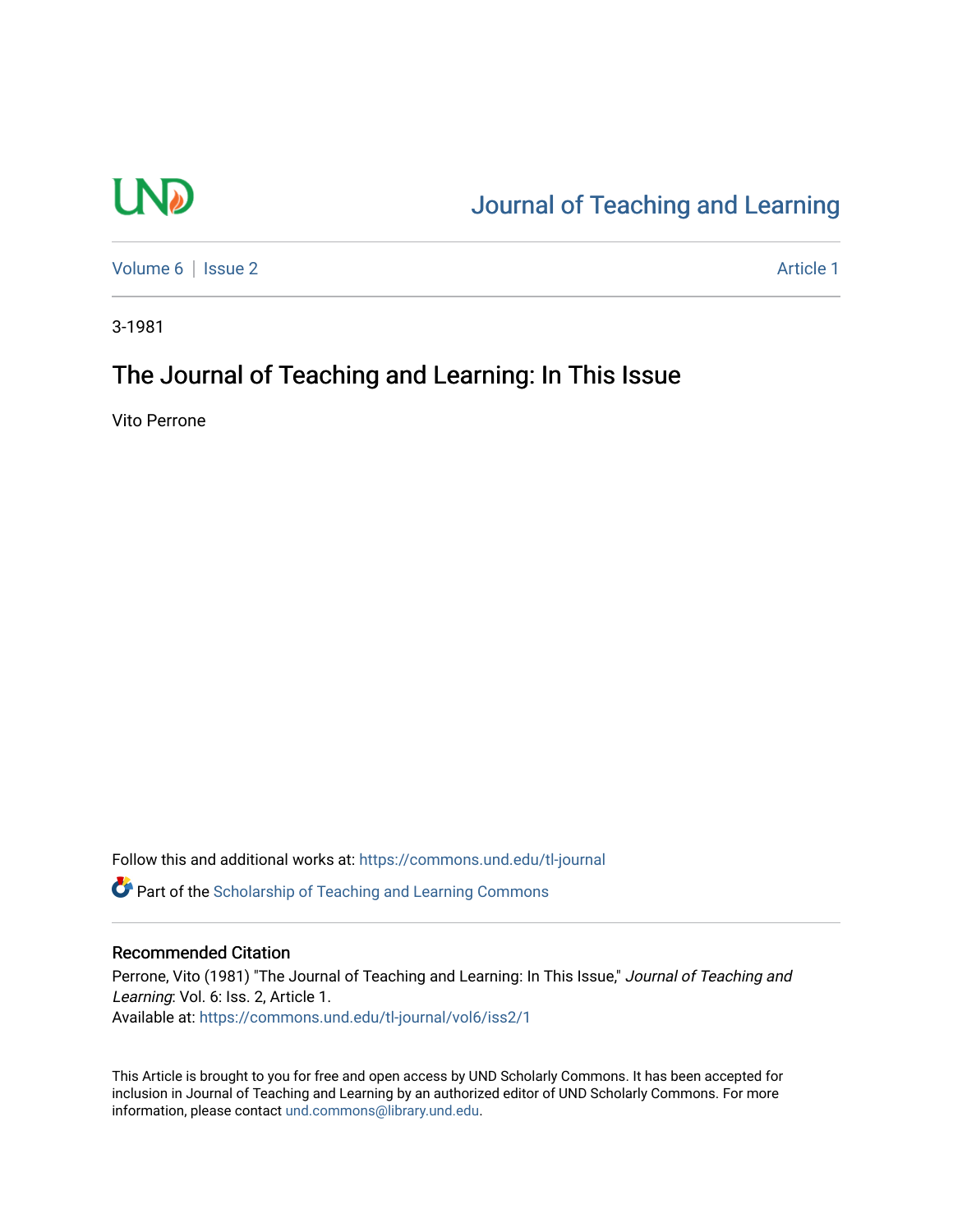# Journal of Teaching and Learning

Volume 6 | Issue 2 | Article 1

3-1981

## The Journal of Teaching and Learning: In This Issue

Vito Perrone

Follow this and additional works at: https://commons.und.edu/tl-journal

Part of the Scholarship of Teaching and Learning Commons

### Recommended Citation

Perrone, Vito (1981) "The Journal of Teaching and Learning: In This Issue," *Journal of Teaching and Learning*: Vol. 6: Iss. 2, Article 1.
Available at: https://commons.und.edu/tl-journal/vol6/iss2/1

This Article is brought to you for free and open access by UND Scholarly Commons. It has been accepted for inclusion in Journal of Teaching and Learning by an authorized editor of UND Scholarly Commons. For more information, please contact und.commons@library.und.edu.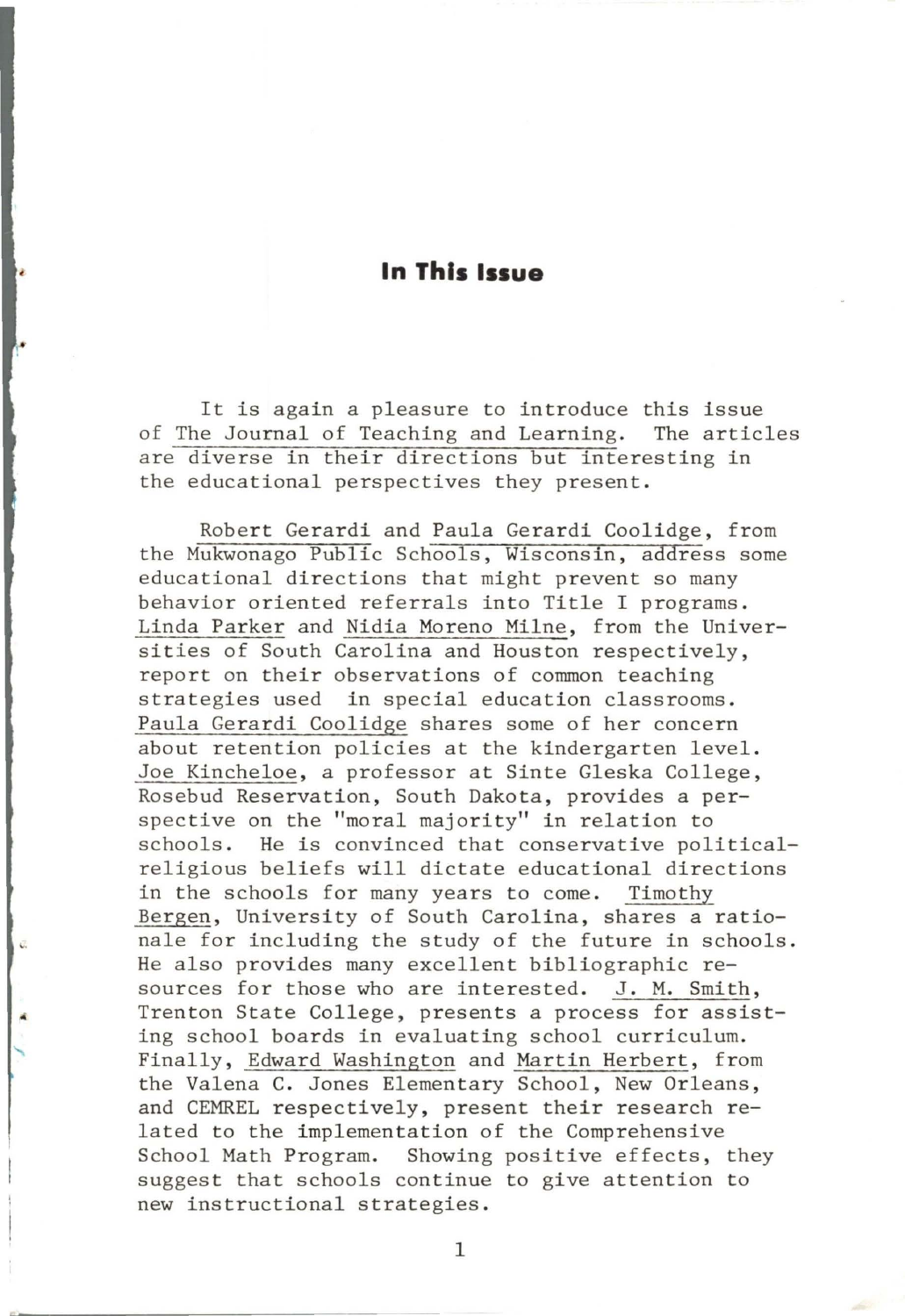## In This Issue

It is again a pleasure to introduce this issue of The Journal of Teaching and Learning. The articles are diverse in their directions but interesting in the educational perspectives they present.

Robert Gerardi and Paula Gerardi Coolidge, from the Mukwonago Public Schools, Wisconsin, address some educational directions that might prevent so many behavior oriented referrals into Title I programs. Linda Parker and Nidia Moreno Milne, from the Universities of South Carolina and Houston respectively, report on their observations of common teaching strategies used in special education classrooms. Paula Gerardi Coolidge shares some of her concern about retention policies at the kindergarten level. Joe Kincheloe, a professor at Sinte Gleska College, Rosebud Reservation, South Dakota, provides a perspective on the "moral majority" in relation to schools. He is convinced that conservative political-religious beliefs will dictate educational directions in the schools for many years to come. Timothy Bergen, University of South Carolina, shares a rationale for including the study of the future in schools. He also provides many excellent bibliographic resources for those who are interested. J. M. Smith, Trenton State College, presents a process for assisting school boards in evaluating school curriculum. Finally, Edward Washington and Martin Herbert, from the Valena C. Jones Elementary School, New Orleans, and CEMREL respectively, present their research related to the implementation of the Comprehensive School Math Program. Showing positive effects, they suggest that schools continue to give attention to new instructional strategies.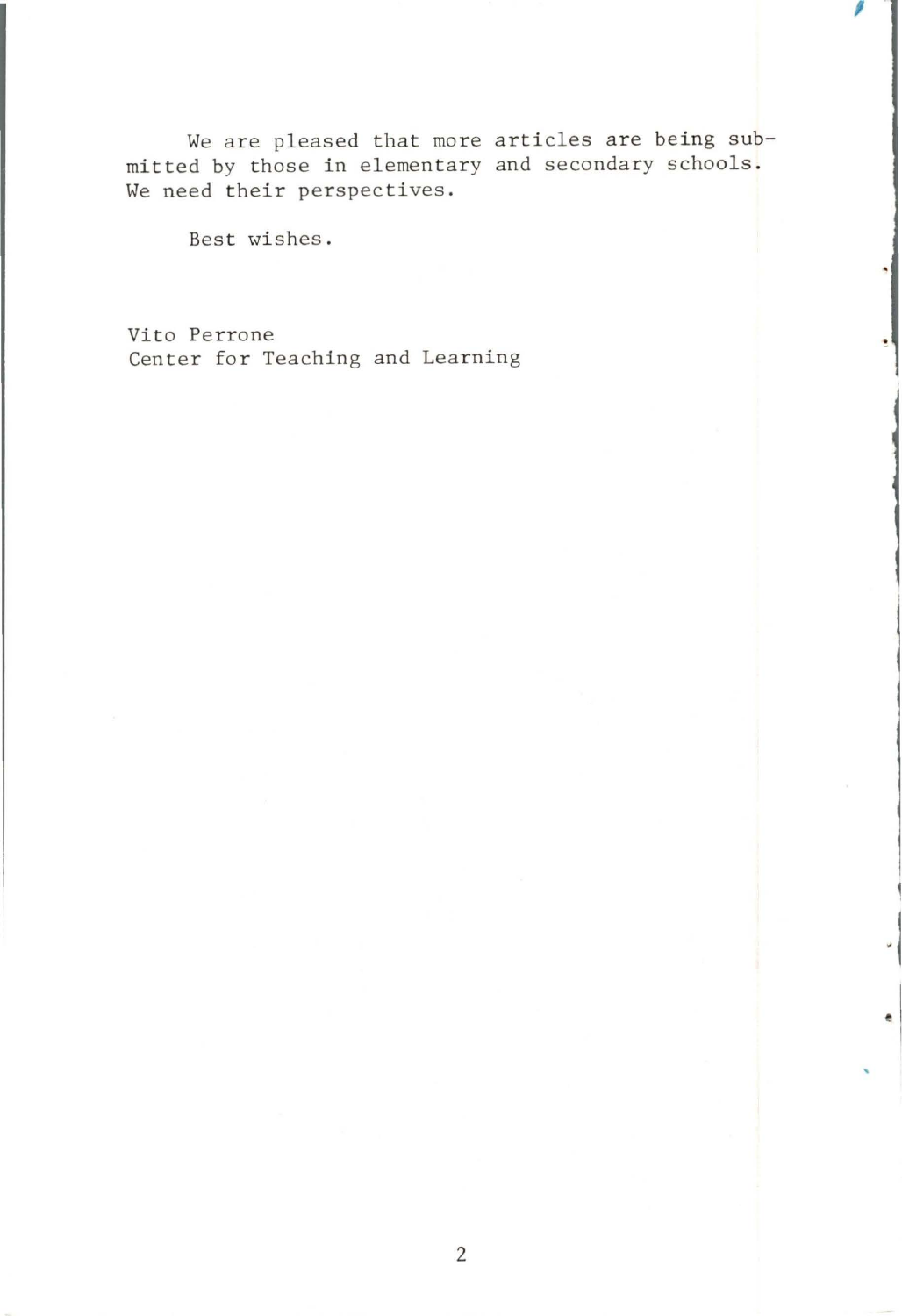We are pleased that more articles are being submitted by those in elementary and secondary schools. We need their perspectives.

Best wishes.

Vito Perrone
Center for Teaching and Learning